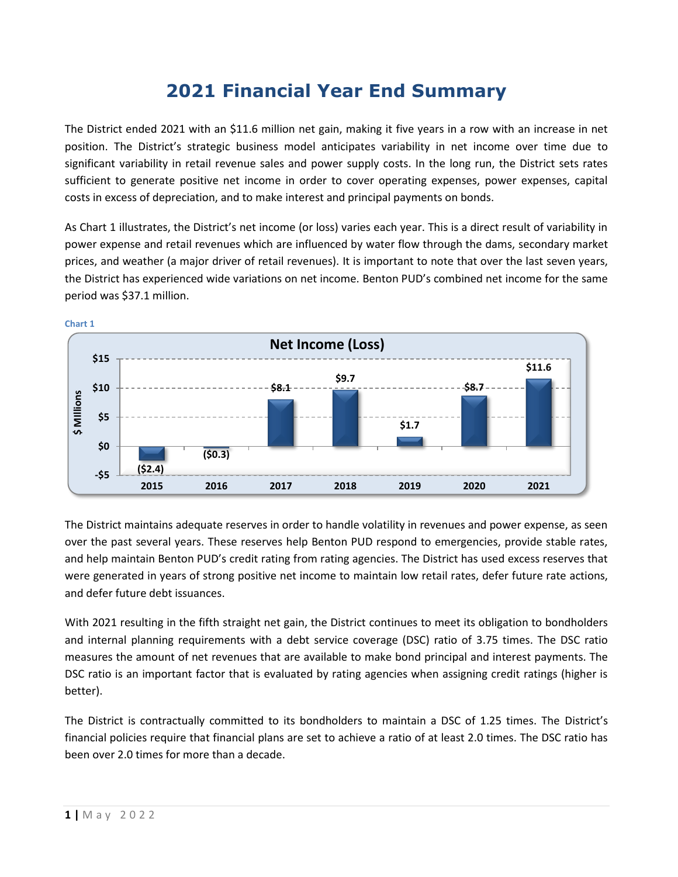# 2021 Financial Year End Summary

The District ended 2021 with an $11.6 million net gain, making it five years in a row with an increase in net position. The District's strategic business model anticipates variability in net income over time due to significant variability in retail revenue sales and power supply costs. In the long run, the District sets rates sufficient to generate positive net income in order to cover operating expenses, power expenses, capital costs in excess of depreciation, and to make interest and principal payments on bonds.

As Chart 1 illustrates, the District's net income (or loss) varies each year. This is a direct result of variability in power expense and retail revenues which are influenced by water flow through the dams, secondary market prices, and weather (a major driver of retail revenues). It is important to note that over the last seven years, the District has experienced wide variations on net income. Benton PUD's combined net income for the same period was $37.1 million.

Chart 1

**Net Income (Loss)**

| Year | $ Millions |
| --- | --- |
| 2015 | ($2.4) |
| 2016 | ($0.3) |
| 2017 | $8.1 |
| 2018 | $9.7 |
| 2019 | $1.7 |
| 2020 | $8.7 |
| 2021 | $11.6 |

The District maintains adequate reserves in order to handle volatility in revenues and power expense, as seen over the past several years. These reserves help Benton PUD respond to emergencies, provide stable rates, and help maintain Benton PUD's credit rating from rating agencies. The District has used excess reserves that were generated in years of strong positive net income to maintain low retail rates, defer future rate actions, and defer future debt issuances.

With 2021 resulting in the fifth straight net gain, the District continues to meet its obligation to bondholders and internal planning requirements with a debt service coverage (DSC) ratio of 3.75 times. The DSC ratio measures the amount of net revenues that are available to make bond principal and interest payments. The DSC ratio is an important factor that is evaluated by rating agencies when assigning credit ratings (higher is better).

The District is contractually committed to its bondholders to maintain a DSC of 1.25 times. The District's financial policies require that financial plans are set to achieve a ratio of at least 2.0 times. The DSC ratio has been over 2.0 times for more than a decade.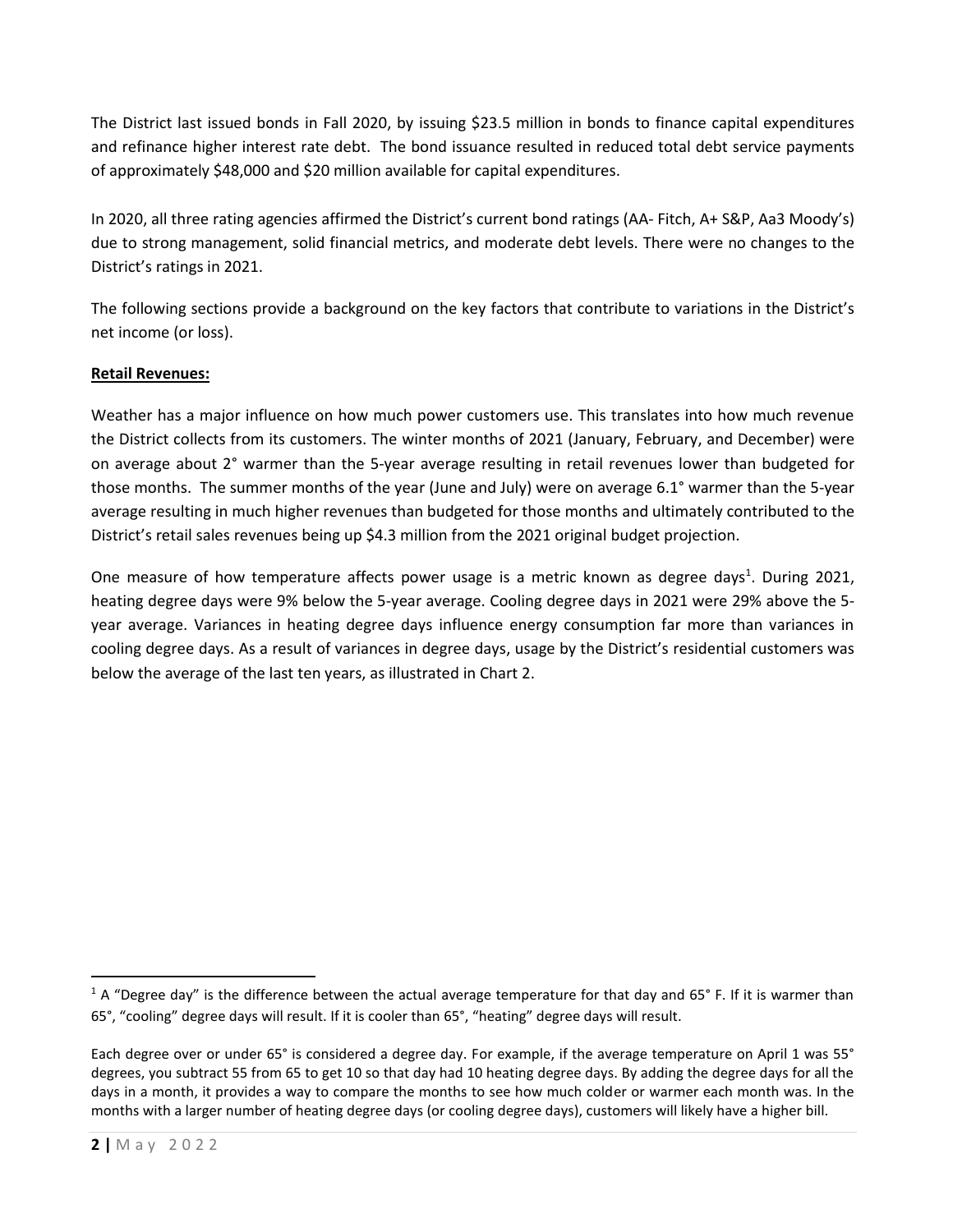The District last issued bonds in Fall 2020, by issuing $23.5 million in bonds to finance capital expenditures and refinance higher interest rate debt. The bond issuance resulted in reduced total debt service payments of approximately $48,000 and $20 million available for capital expenditures.

In 2020, all three rating agencies affirmed the District's current bond ratings (AA- Fitch, A+ S&P, Aa3 Moody's) due to strong management, solid financial metrics, and moderate debt levels. There were no changes to the District's ratings in 2021.

The following sections provide a background on the key factors that contribute to variations in the District's net income (or loss).

**Retail Revenues:**

Weather has a major influence on how much power customers use. This translates into how much revenue the District collects from its customers. The winter months of 2021 (January, February, and December) were on average about 2° warmer than the 5-year average resulting in retail revenues lower than budgeted for those months. The summer months of the year (June and July) were on average 6.1° warmer than the 5-year average resulting in much higher revenues than budgeted for those months and ultimately contributed to the District's retail sales revenues being up $4.3 million from the 2021 original budget projection.

One measure of how temperature affects power usage is a metric known as degree days[1]. During 2021, heating degree days were 9% below the 5-year average. Cooling degree days in 2021 were 29% above the 5-year average. Variances in heating degree days influence energy consumption far more than variances in cooling degree days. As a result of variances in degree days, usage by the District's residential customers was below the average of the last ten years, as illustrated in Chart 2.

---

[1] A "Degree day" is the difference between the actual average temperature for that day and 65° F. If it is warmer than 65°, "cooling" degree days will result. If it is cooler than 65°, "heating" degree days will result.

Each degree over or under 65° is considered a degree day. For example, if the average temperature on April 1 was 55° degrees, you subtract 55 from 65 to get 10 so that day had 10 heating degree days. By adding the degree days for all the days in a month, it provides a way to compare the months to see how much colder or warmer each month was. In the months with a larger number of heating degree days (or cooling degree days), customers will likely have a higher bill.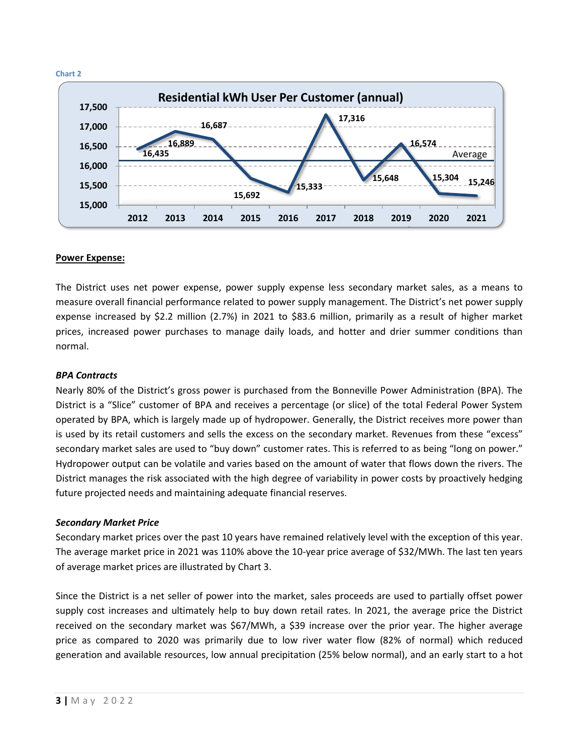Chart 2

Residential kWh User Per Customer (annual)

| Year | kWh |
|---|---|
| 2012 | 16,435 |
| 2013 | 16,889 |
| 2014 | 16,687 |
| 2015 | 15,692 |
| 2016 | 15,333 |
| 2017 | 17,316 |
| 2018 | 15,648 |
| 2019 | 16,574 |
| 2020 | 15,304 |
| 2021 | 15,246 |

## Power Expense:

The District uses net power expense, power supply expense less secondary market sales, as a means to measure overall financial performance related to power supply management. The District's net power supply expense increased by $2.2 million (2.7%) in 2021 to $83.6 million, primarily as a result of higher market prices, increased power purchases to manage daily loads, and hotter and drier summer conditions than normal.

### *BPA Contracts*

Nearly 80% of the District's gross power is purchased from the Bonneville Power Administration (BPA). The District is a "Slice" customer of BPA and receives a percentage (or slice) of the total Federal Power System operated by BPA, which is largely made up of hydropower. Generally, the District receives more power than is used by its retail customers and sells the excess on the secondary market. Revenues from these "excess" secondary market sales are used to "buy down" customer rates. This is referred to as being "long on power." Hydropower output can be volatile and varies based on the amount of water that flows down the rivers. The District manages the risk associated with the high degree of variability in power costs by proactively hedging future projected needs and maintaining adequate financial reserves.

### *Secondary Market Price*

Secondary market prices over the past 10 years have remained relatively level with the exception of this year. The average market price in 2021 was 110% above the 10-year price average of $32/MWh. The last ten years of average market prices are illustrated by Chart 3.

Since the District is a net seller of power into the market, sales proceeds are used to partially offset power supply cost increases and ultimately help to buy down retail rates. In 2021, the average price the District received on the secondary market was $67/MWh, a $39 increase over the prior year. The higher average price as compared to 2020 was primarily due to low river water flow (82% of normal) which reduced generation and available resources, low annual precipitation (25% below normal), and an early start to a hot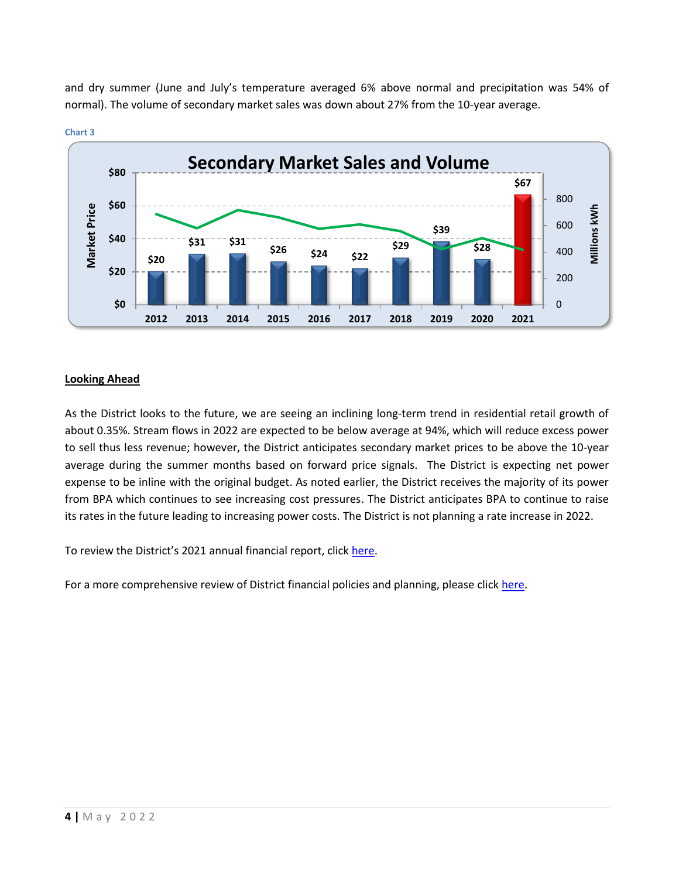and dry summer (June and July's temperature averaged 6% above normal and precipitation was 54% of normal). The volume of secondary market sales was down about 27% from the 10-year average.

Chart 3

Secondary Market Sales and Volume

Market Price

$80
$60
$40
$20
$0

Millions kWh

800
600
400
200
0

$20 $31 $31 $26 $24 $22 $29 $39 $28 $67

2012 2013 2014 2015 2016 2017 2018 2019 2020 2021

## Looking Ahead

As the District looks to the future, we are seeing an inclining long-term trend in residential retail growth of about 0.35%. Stream flows in 2022 are expected to be below average at 94%, which will reduce excess power to sell thus less revenue; however, the District anticipates secondary market prices to be above the 10-year average during the summer months based on forward price signals. The District is expecting net power expense to be inline with the original budget. As noted earlier, the District receives the majority of its power from BPA which continues to see increasing cost pressures. The District anticipates BPA to continue to raise its rates in the future leading to increasing power costs. The District is not planning a rate increase in 2022.

To review the District's 2021 annual financial report, click here.

For a more comprehensive review of District financial policies and planning, please click here.